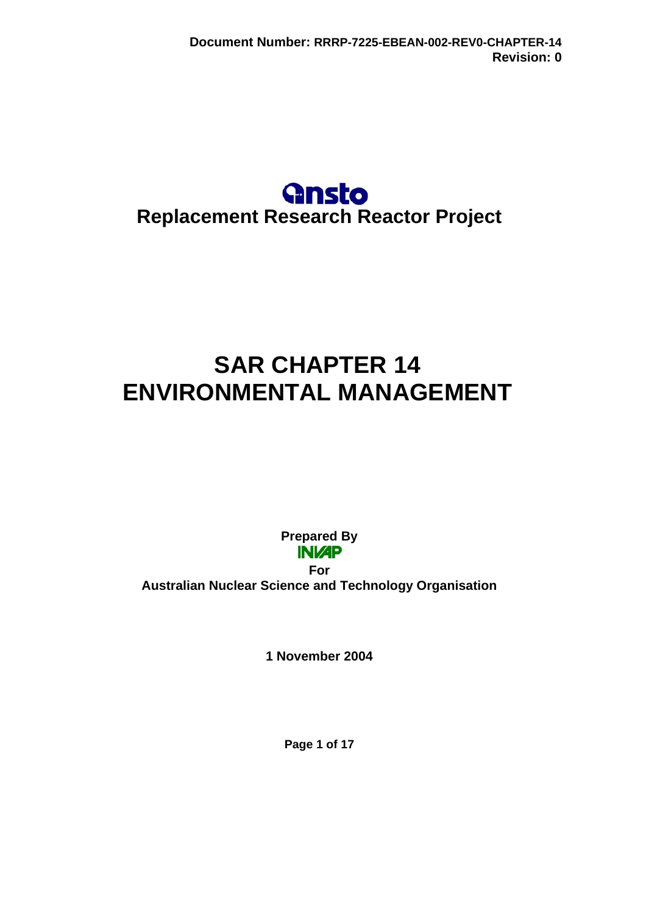Document Number: RRRP-7225-EBEAN-002-REV0-CHAPTER-14
Revision: 0

ansto

**Replacement Research Reactor Project**

# SAR CHAPTER 14
# ENVIRONMENTAL MANAGEMENT

**Prepared By**

**INVAP**

**For**

**Australian Nuclear Science and Technology Organisation**

**1 November 2004**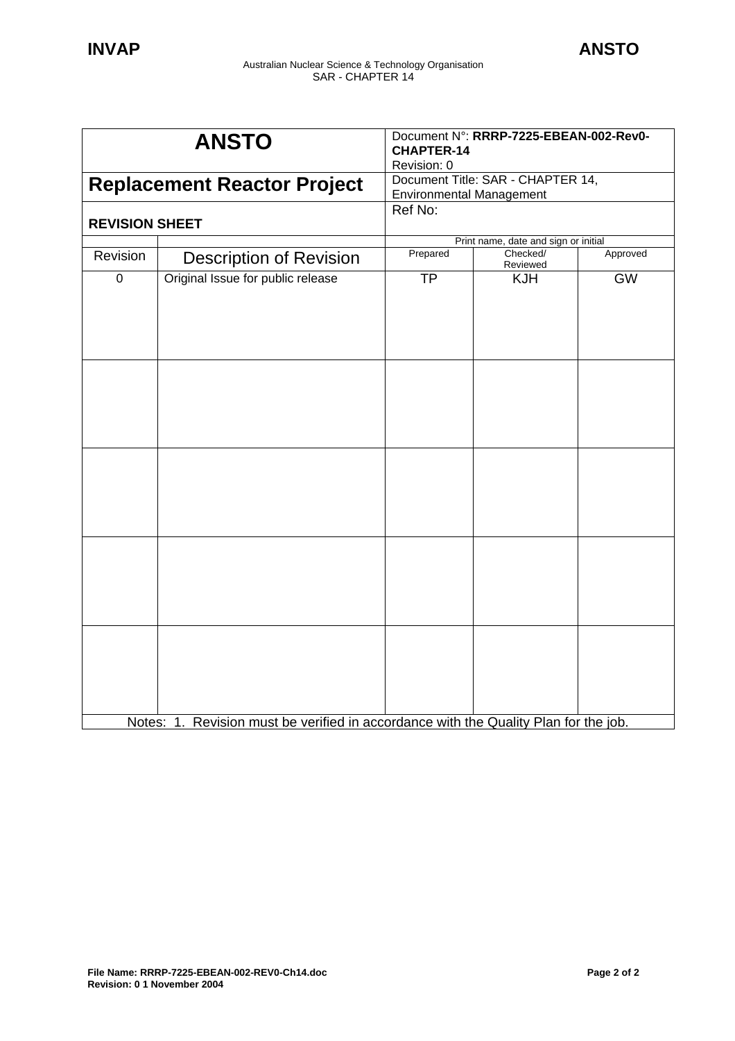| ANSTO | Document N°: **RRRP-7225-EBEAN-002-Rev0-CHAPTER-14** Revision: 0 | | |
|---|---|---|---|
| **Replacement Reactor Project** | Document Title: SAR - CHAPTER 14, Environmental Management | | |
| **REVISION SHEET** | Ref No: | | |

| | | Print name, date and sign or initial | | |
|---|---|---|---|---|
| Revision | Description of Revision | Prepared | Checked/ Reviewed | Approved |
| 0 | Original Issue for public release | TP | KJH | GW |
| | | | | |
| | | | | |
| | | | | |
| | | | | |

Notes: 1. Revision must be verified in accordance with the Quality Plan for the job.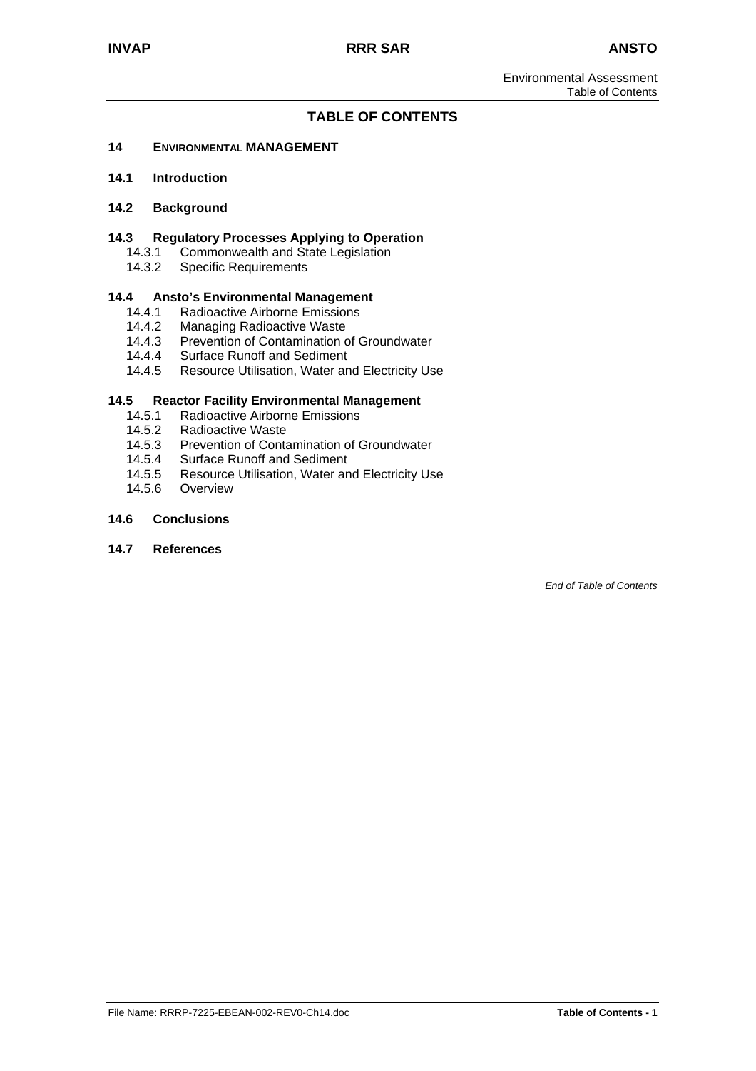# TABLE OF CONTENTS

**14 ENVIRONMENTAL MANAGEMENT**

**14.1 Introduction**

**14.2 Background**

**14.3 Regulatory Processes Applying to Operation**
- 14.3.1 Commonwealth and State Legislation
- 14.3.2 Specific Requirements

**14.4 Ansto's Environmental Management**
- 14.4.1 Radioactive Airborne Emissions
- 14.4.2 Managing Radioactive Waste
- 14.4.3 Prevention of Contamination of Groundwater
- 14.4.4 Surface Runoff and Sediment
- 14.4.5 Resource Utilisation, Water and Electricity Use

**14.5 Reactor Facility Environmental Management**
- 14.5.1 Radioactive Airborne Emissions
- 14.5.2 Radioactive Waste
- 14.5.3 Prevention of Contamination of Groundwater
- 14.5.4 Surface Runoff and Sediment
- 14.5.5 Resource Utilisation, Water and Electricity Use
- 14.5.6 Overview

**14.6 Conclusions**

**14.7 References**

*End of Table of Contents*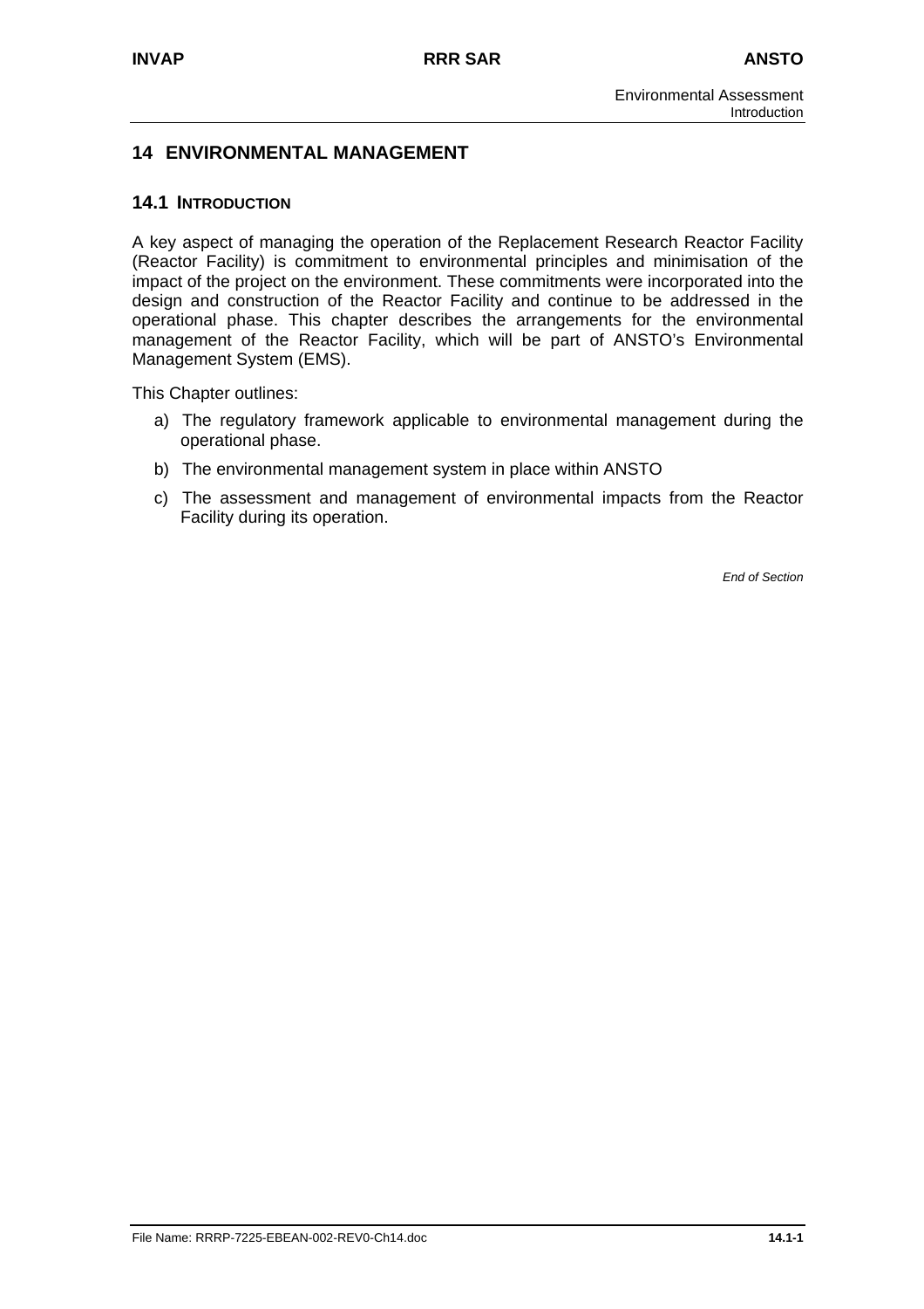# 14 ENVIRONMENTAL MANAGEMENT

## 14.1 INTRODUCTION

A key aspect of managing the operation of the Replacement Research Reactor Facility (Reactor Facility) is commitment to environmental principles and minimisation of the impact of the project on the environment. These commitments were incorporated into the design and construction of the Reactor Facility and continue to be addressed in the operational phase. This chapter describes the arrangements for the environmental management of the Reactor Facility, which will be part of ANSTO's Environmental Management System (EMS).

This Chapter outlines:

a) The regulatory framework applicable to environmental management during the operational phase.

b) The environmental management system in place within ANSTO

c) The assessment and management of environmental impacts from the Reactor Facility during its operation.

*End of Section*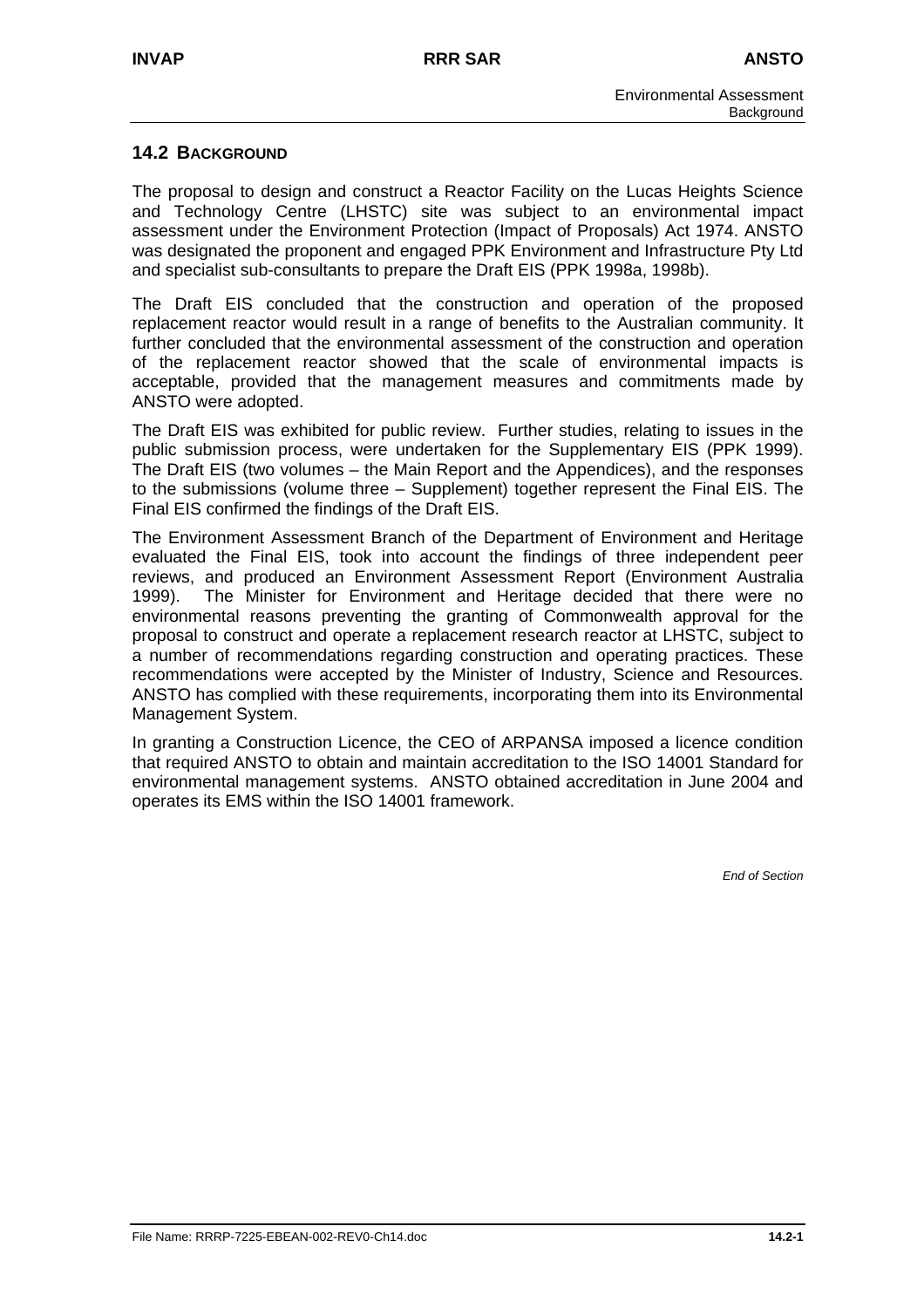## 14.2 BACKGROUND

The proposal to design and construct a Reactor Facility on the Lucas Heights Science and Technology Centre (LHSTC) site was subject to an environmental impact assessment under the Environment Protection (Impact of Proposals) Act 1974. ANSTO was designated the proponent and engaged PPK Environment and Infrastructure Pty Ltd and specialist sub-consultants to prepare the Draft EIS (PPK 1998a, 1998b).

The Draft EIS concluded that the construction and operation of the proposed replacement reactor would result in a range of benefits to the Australian community. It further concluded that the environmental assessment of the construction and operation of the replacement reactor showed that the scale of environmental impacts is acceptable, provided that the management measures and commitments made by ANSTO were adopted.

The Draft EIS was exhibited for public review. Further studies, relating to issues in the public submission process, were undertaken for the Supplementary EIS (PPK 1999). The Draft EIS (two volumes – the Main Report and the Appendices), and the responses to the submissions (volume three – Supplement) together represent the Final EIS. The Final EIS confirmed the findings of the Draft EIS.

The Environment Assessment Branch of the Department of Environment and Heritage evaluated the Final EIS, took into account the findings of three independent peer reviews, and produced an Environment Assessment Report (Environment Australia 1999). The Minister for Environment and Heritage decided that there were no environmental reasons preventing the granting of Commonwealth approval for the proposal to construct and operate a replacement research reactor at LHSTC, subject to a number of recommendations regarding construction and operating practices. These recommendations were accepted by the Minister of Industry, Science and Resources. ANSTO has complied with these requirements, incorporating them into its Environmental Management System.

In granting a Construction Licence, the CEO of ARPANSA imposed a licence condition that required ANSTO to obtain and maintain accreditation to the ISO 14001 Standard for environmental management systems. ANSTO obtained accreditation in June 2004 and operates its EMS within the ISO 14001 framework.

*End of Section*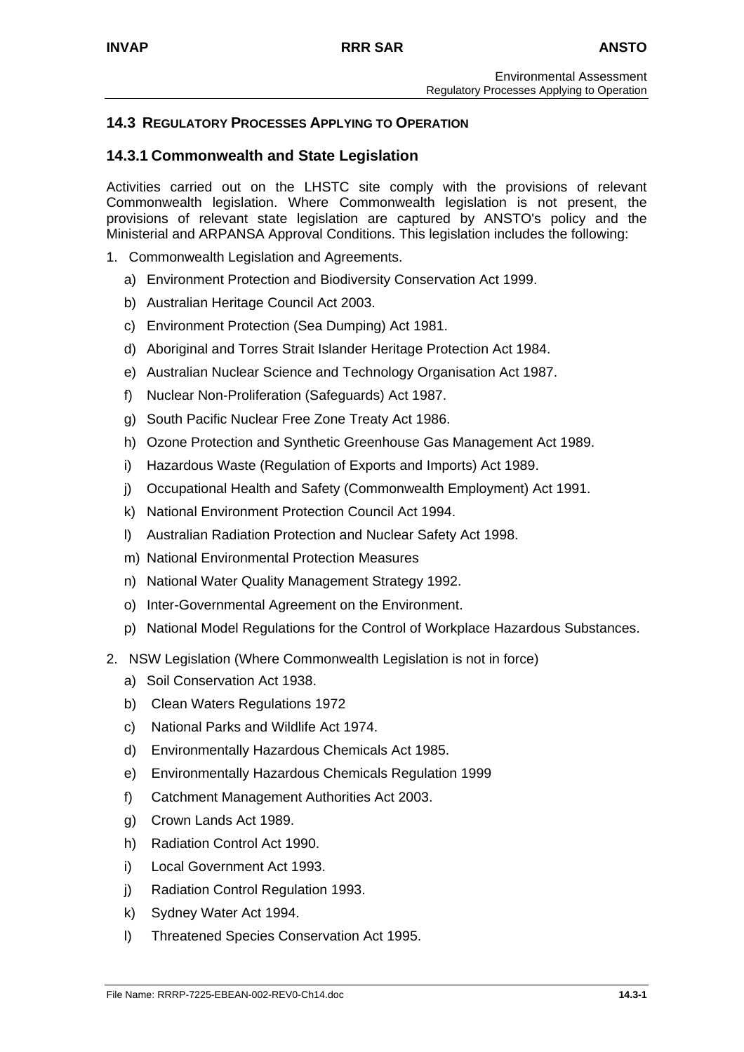## 14.3 REGULATORY PROCESSES APPLYING TO OPERATION

### 14.3.1 Commonwealth and State Legislation

Activities carried out on the LHSTC site comply with the provisions of relevant Commonwealth legislation. Where Commonwealth legislation is not present, the provisions of relevant state legislation are captured by ANSTO's policy and the Ministerial and ARPANSA Approval Conditions. This legislation includes the following:

1. Commonwealth Legislation and Agreements.
   a) Environment Protection and Biodiversity Conservation Act 1999.
   b) Australian Heritage Council Act 2003.
   c) Environment Protection (Sea Dumping) Act 1981.
   d) Aboriginal and Torres Strait Islander Heritage Protection Act 1984.
   e) Australian Nuclear Science and Technology Organisation Act 1987.
   f) Nuclear Non-Proliferation (Safeguards) Act 1987.
   g) South Pacific Nuclear Free Zone Treaty Act 1986.
   h) Ozone Protection and Synthetic Greenhouse Gas Management Act 1989.
   i) Hazardous Waste (Regulation of Exports and Imports) Act 1989.
   j) Occupational Health and Safety (Commonwealth Employment) Act 1991.
   k) National Environment Protection Council Act 1994.
   l) Australian Radiation Protection and Nuclear Safety Act 1998.
   m) National Environmental Protection Measures
   n) National Water Quality Management Strategy 1992.
   o) Inter-Governmental Agreement on the Environment.
   p) National Model Regulations for the Control of Workplace Hazardous Substances.

2. NSW Legislation (Where Commonwealth Legislation is not in force)
   a) Soil Conservation Act 1938.
   b) Clean Waters Regulations 1972
   c) National Parks and Wildlife Act 1974.
   d) Environmentally Hazardous Chemicals Act 1985.
   e) Environmentally Hazardous Chemicals Regulation 1999
   f) Catchment Management Authorities Act 2003.
   g) Crown Lands Act 1989.
   h) Radiation Control Act 1990.
   i) Local Government Act 1993.
   j) Radiation Control Regulation 1993.
   k) Sydney Water Act 1994.
   l) Threatened Species Conservation Act 1995.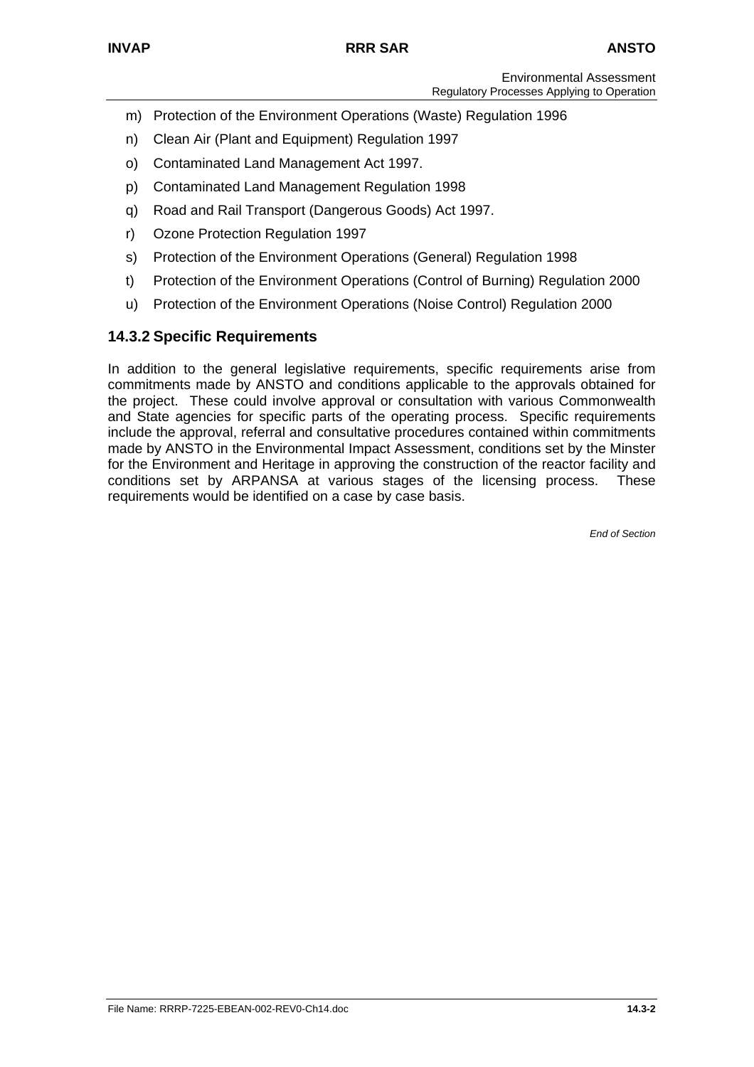m) Protection of the Environment Operations (Waste) Regulation 1996

n) Clean Air (Plant and Equipment) Regulation 1997

o) Contaminated Land Management Act 1997.

p) Contaminated Land Management Regulation 1998

q) Road and Rail Transport (Dangerous Goods) Act 1997.

r) Ozone Protection Regulation 1997

s) Protection of the Environment Operations (General) Regulation 1998

t) Protection of the Environment Operations (Control of Burning) Regulation 2000

u) Protection of the Environment Operations (Noise Control) Regulation 2000

### 14.3.2 Specific Requirements

In addition to the general legislative requirements, specific requirements arise from commitments made by ANSTO and conditions applicable to the approvals obtained for the project. These could involve approval or consultation with various Commonwealth and State agencies for specific parts of the operating process. Specific requirements include the approval, referral and consultative procedures contained within commitments made by ANSTO in the Environmental Impact Assessment, conditions set by the Minster for the Environment and Heritage in approving the construction of the reactor facility and conditions set by ARPANSA at various stages of the licensing process. These requirements would be identified on a case by case basis.

*End of Section*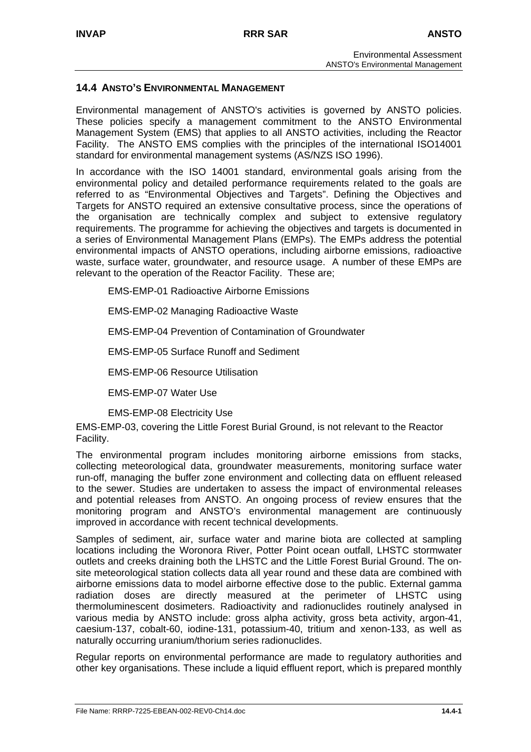## 14.4 ANSTO'S ENVIRONMENTAL MANAGEMENT

Environmental management of ANSTO's activities is governed by ANSTO policies. These policies specify a management commitment to the ANSTO Environmental Management System (EMS) that applies to all ANSTO activities, including the Reactor Facility. The ANSTO EMS complies with the principles of the international ISO14001 standard for environmental management systems (AS/NZS ISO 1996).

In accordance with the ISO 14001 standard, environmental goals arising from the environmental policy and detailed performance requirements related to the goals are referred to as "Environmental Objectives and Targets". Defining the Objectives and Targets for ANSTO required an extensive consultative process, since the operations of the organisation are technically complex and subject to extensive regulatory requirements. The programme for achieving the objectives and targets is documented in a series of Environmental Management Plans (EMPs). The EMPs address the potential environmental impacts of ANSTO operations, including airborne emissions, radioactive waste, surface water, groundwater, and resource usage. A number of these EMPs are relevant to the operation of the Reactor Facility. These are;

EMS-EMP-01 Radioactive Airborne Emissions

EMS-EMP-02 Managing Radioactive Waste

EMS-EMP-04 Prevention of Contamination of Groundwater

EMS-EMP-05 Surface Runoff and Sediment

EMS-EMP-06 Resource Utilisation

EMS-EMP-07 Water Use

EMS-EMP-08 Electricity Use

EMS-EMP-03, covering the Little Forest Burial Ground, is not relevant to the Reactor Facility.

The environmental program includes monitoring airborne emissions from stacks, collecting meteorological data, groundwater measurements, monitoring surface water run-off, managing the buffer zone environment and collecting data on effluent released to the sewer. Studies are undertaken to assess the impact of environmental releases and potential releases from ANSTO. An ongoing process of review ensures that the monitoring program and ANSTO's environmental management are continuously improved in accordance with recent technical developments.

Samples of sediment, air, surface water and marine biota are collected at sampling locations including the Woronora River, Potter Point ocean outfall, LHSTC stormwater outlets and creeks draining both the LHSTC and the Little Forest Burial Ground. The on-site meteorological station collects data all year round and these data are combined with airborne emissions data to model airborne effective dose to the public. External gamma radiation doses are directly measured at the perimeter of LHSTC using thermoluminescent dosimeters. Radioactivity and radionuclides routinely analysed in various media by ANSTO include: gross alpha activity, gross beta activity, argon-41, caesium-137, cobalt-60, iodine-131, potassium-40, tritium and xenon-133, as well as naturally occurring uranium/thorium series radionuclides.

Regular reports on environmental performance are made to regulatory authorities and other key organisations. These include a liquid effluent report, which is prepared monthly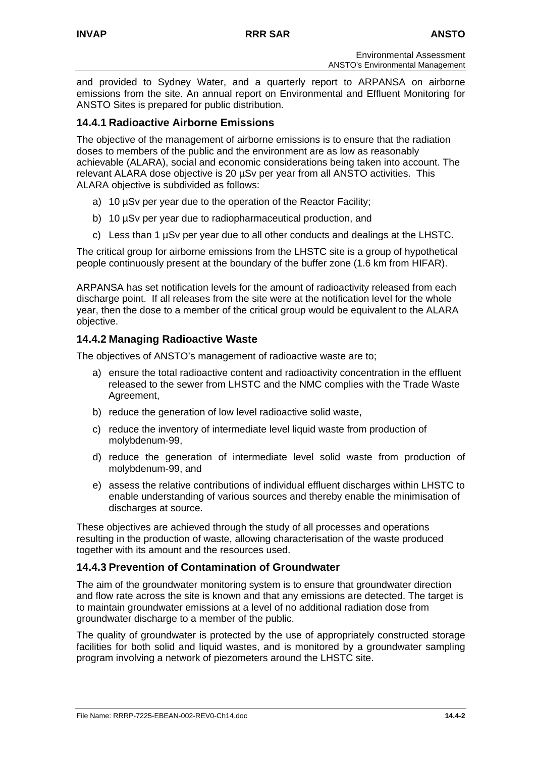and provided to Sydney Water, and a quarterly report to ARPANSA on airborne emissions from the site. An annual report on Environmental and Effluent Monitoring for ANSTO Sites is prepared for public distribution.

### 14.4.1 Radioactive Airborne Emissions

The objective of the management of airborne emissions is to ensure that the radiation doses to members of the public and the environment are as low as reasonably achievable (ALARA), social and economic considerations being taken into account. The relevant ALARA dose objective is 20 µSv per year from all ANSTO activities. This ALARA objective is subdivided as follows:

a) 10 µSv per year due to the operation of the Reactor Facility;

b) 10 µSv per year due to radiopharmaceutical production, and

c) Less than 1 µSv per year due to all other conducts and dealings at the LHSTC.

The critical group for airborne emissions from the LHSTC site is a group of hypothetical people continuously present at the boundary of the buffer zone (1.6 km from HIFAR).

ARPANSA has set notification levels for the amount of radioactivity released from each discharge point. If all releases from the site were at the notification level for the whole year, then the dose to a member of the critical group would be equivalent to the ALARA objective.

### 14.4.2 Managing Radioactive Waste

The objectives of ANSTO's management of radioactive waste are to;

a) ensure the total radioactive content and radioactivity concentration in the effluent released to the sewer from LHSTC and the NMC complies with the Trade Waste Agreement,

b) reduce the generation of low level radioactive solid waste,

c) reduce the inventory of intermediate level liquid waste from production of molybdenum-99,

d) reduce the generation of intermediate level solid waste from production of molybdenum-99, and

e) assess the relative contributions of individual effluent discharges within LHSTC to enable understanding of various sources and thereby enable the minimisation of discharges at source.

These objectives are achieved through the study of all processes and operations resulting in the production of waste, allowing characterisation of the waste produced together with its amount and the resources used.

### 14.4.3 Prevention of Contamination of Groundwater

The aim of the groundwater monitoring system is to ensure that groundwater direction and flow rate across the site is known and that any emissions are detected. The target is to maintain groundwater emissions at a level of no additional radiation dose from groundwater discharge to a member of the public.

The quality of groundwater is protected by the use of appropriately constructed storage facilities for both solid and liquid wastes, and is monitored by a groundwater sampling program involving a network of piezometers around the LHSTC site.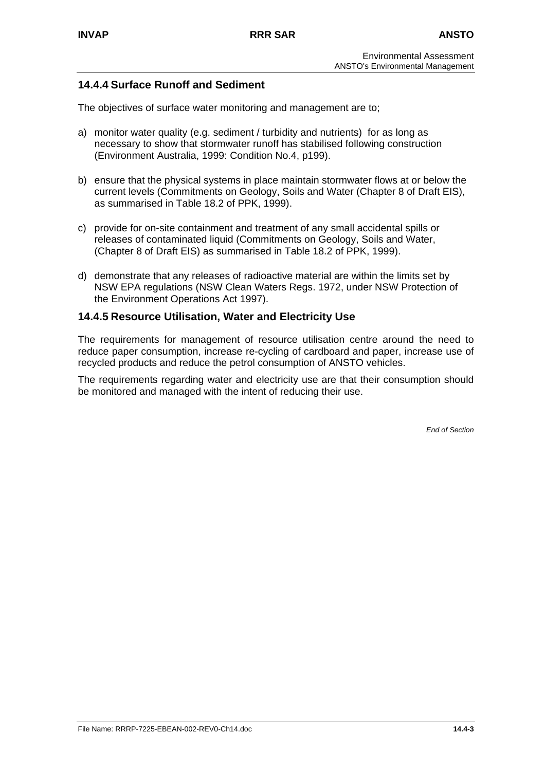### 14.4.4 Surface Runoff and Sediment

The objectives of surface water monitoring and management are to;

a) monitor water quality (e.g. sediment / turbidity and nutrients) for as long as necessary to show that stormwater runoff has stabilised following construction (Environment Australia, 1999: Condition No.4, p199).

b) ensure that the physical systems in place maintain stormwater flows at or below the current levels (Commitments on Geology, Soils and Water (Chapter 8 of Draft EIS), as summarised in Table 18.2 of PPK, 1999).

c) provide for on-site containment and treatment of any small accidental spills or releases of contaminated liquid (Commitments on Geology, Soils and Water, (Chapter 8 of Draft EIS) as summarised in Table 18.2 of PPK, 1999).

d) demonstrate that any releases of radioactive material are within the limits set by NSW EPA regulations (NSW Clean Waters Regs. 1972, under NSW Protection of the Environment Operations Act 1997).

### 14.4.5 Resource Utilisation, Water and Electricity Use

The requirements for management of resource utilisation centre around the need to reduce paper consumption, increase re-cycling of cardboard and paper, increase use of recycled products and reduce the petrol consumption of ANSTO vehicles.

The requirements regarding water and electricity use are that their consumption should be monitored and managed with the intent of reducing their use.

*End of Section*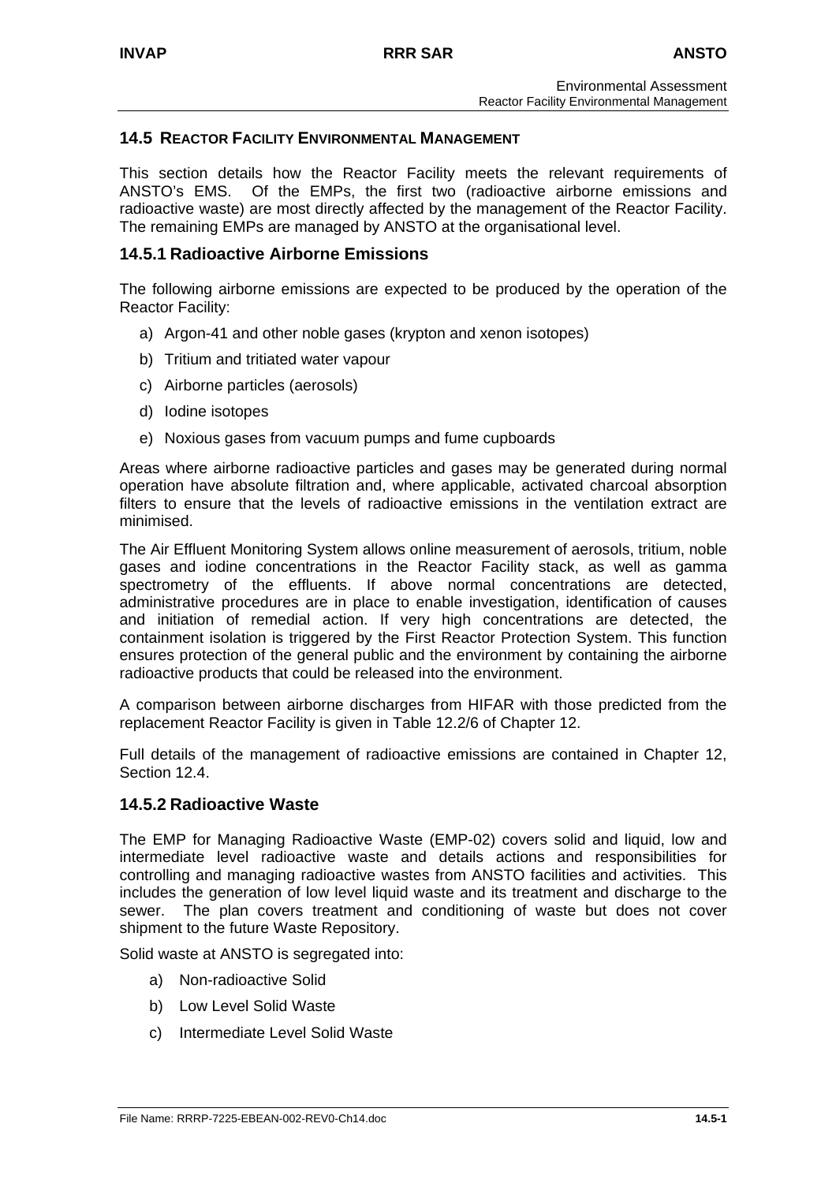## 14.5 REACTOR FACILITY ENVIRONMENTAL MANAGEMENT

This section details how the Reactor Facility meets the relevant requirements of ANSTO's EMS. Of the EMPs, the first two (radioactive airborne emissions and radioactive waste) are most directly affected by the management of the Reactor Facility. The remaining EMPs are managed by ANSTO at the organisational level.

### 14.5.1 Radioactive Airborne Emissions

The following airborne emissions are expected to be produced by the operation of the Reactor Facility:

a) Argon-41 and other noble gases (krypton and xenon isotopes)

b) Tritium and tritiated water vapour

c) Airborne particles (aerosols)

d) Iodine isotopes

e) Noxious gases from vacuum pumps and fume cupboards

Areas where airborne radioactive particles and gases may be generated during normal operation have absolute filtration and, where applicable, activated charcoal absorption filters to ensure that the levels of radioactive emissions in the ventilation extract are minimised.

The Air Effluent Monitoring System allows online measurement of aerosols, tritium, noble gases and iodine concentrations in the Reactor Facility stack, as well as gamma spectrometry of the effluents. If above normal concentrations are detected, administrative procedures are in place to enable investigation, identification of causes and initiation of remedial action. If very high concentrations are detected, the containment isolation is triggered by the First Reactor Protection System. This function ensures protection of the general public and the environment by containing the airborne radioactive products that could be released into the environment.

A comparison between airborne discharges from HIFAR with those predicted from the replacement Reactor Facility is given in Table 12.2/6 of Chapter 12.

Full details of the management of radioactive emissions are contained in Chapter 12, Section 12.4.

### 14.5.2 Radioactive Waste

The EMP for Managing Radioactive Waste (EMP-02) covers solid and liquid, low and intermediate level radioactive waste and details actions and responsibilities for controlling and managing radioactive wastes from ANSTO facilities and activities. This includes the generation of low level liquid waste and its treatment and discharge to the sewer. The plan covers treatment and conditioning of waste but does not cover shipment to the future Waste Repository.

Solid waste at ANSTO is segregated into:

a) Non-radioactive Solid

b) Low Level Solid Waste

c) Intermediate Level Solid Waste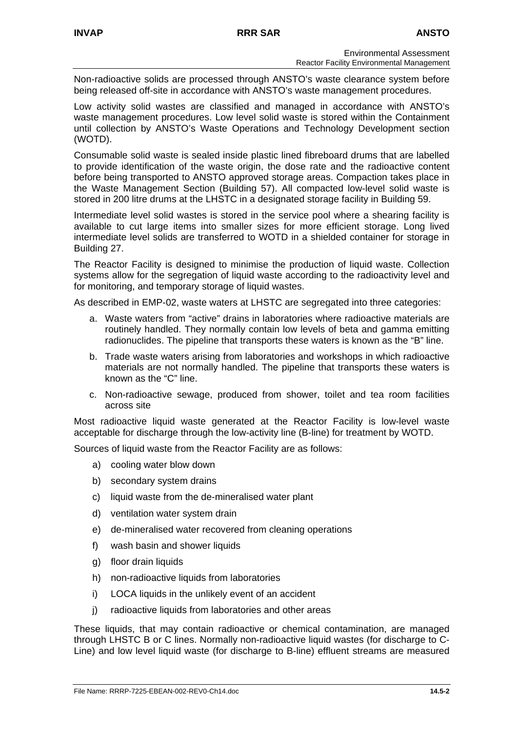Non-radioactive solids are processed through ANSTO's waste clearance system before being released off-site in accordance with ANSTO's waste management procedures.

Low activity solid wastes are classified and managed in accordance with ANSTO's waste management procedures. Low level solid waste is stored within the Containment until collection by ANSTO's Waste Operations and Technology Development section (WOTD).

Consumable solid waste is sealed inside plastic lined fibreboard drums that are labelled to provide identification of the waste origin, the dose rate and the radioactive content before being transported to ANSTO approved storage areas. Compaction takes place in the Waste Management Section (Building 57). All compacted low-level solid waste is stored in 200 litre drums at the LHSTC in a designated storage facility in Building 59.

Intermediate level solid wastes is stored in the service pool where a shearing facility is available to cut large items into smaller sizes for more efficient storage. Long lived intermediate level solids are transferred to WOTD in a shielded container for storage in Building 27.

The Reactor Facility is designed to minimise the production of liquid waste. Collection systems allow for the segregation of liquid waste according to the radioactivity level and for monitoring, and temporary storage of liquid wastes.

As described in EMP-02, waste waters at LHSTC are segregated into three categories:

a. Waste waters from "active" drains in laboratories where radioactive materials are routinely handled. They normally contain low levels of beta and gamma emitting radionuclides. The pipeline that transports these waters is known as the "B" line.

b. Trade waste waters arising from laboratories and workshops in which radioactive materials are not normally handled. The pipeline that transports these waters is known as the "C" line.

c. Non-radioactive sewage, produced from shower, toilet and tea room facilities across site

Most radioactive liquid waste generated at the Reactor Facility is low-level waste acceptable for discharge through the low-activity line (B-line) for treatment by WOTD.

Sources of liquid waste from the Reactor Facility are as follows:

a) cooling water blow down

b) secondary system drains

c) liquid waste from the de-mineralised water plant

d) ventilation water system drain

e) de-mineralised water recovered from cleaning operations

f) wash basin and shower liquids

g) floor drain liquids

h) non-radioactive liquids from laboratories

i) LOCA liquids in the unlikely event of an accident

j) radioactive liquids from laboratories and other areas

These liquids, that may contain radioactive or chemical contamination, are managed through LHSTC B or C lines. Normally non-radioactive liquid wastes (for discharge to C-Line) and low level liquid waste (for discharge to B-line) effluent streams are measured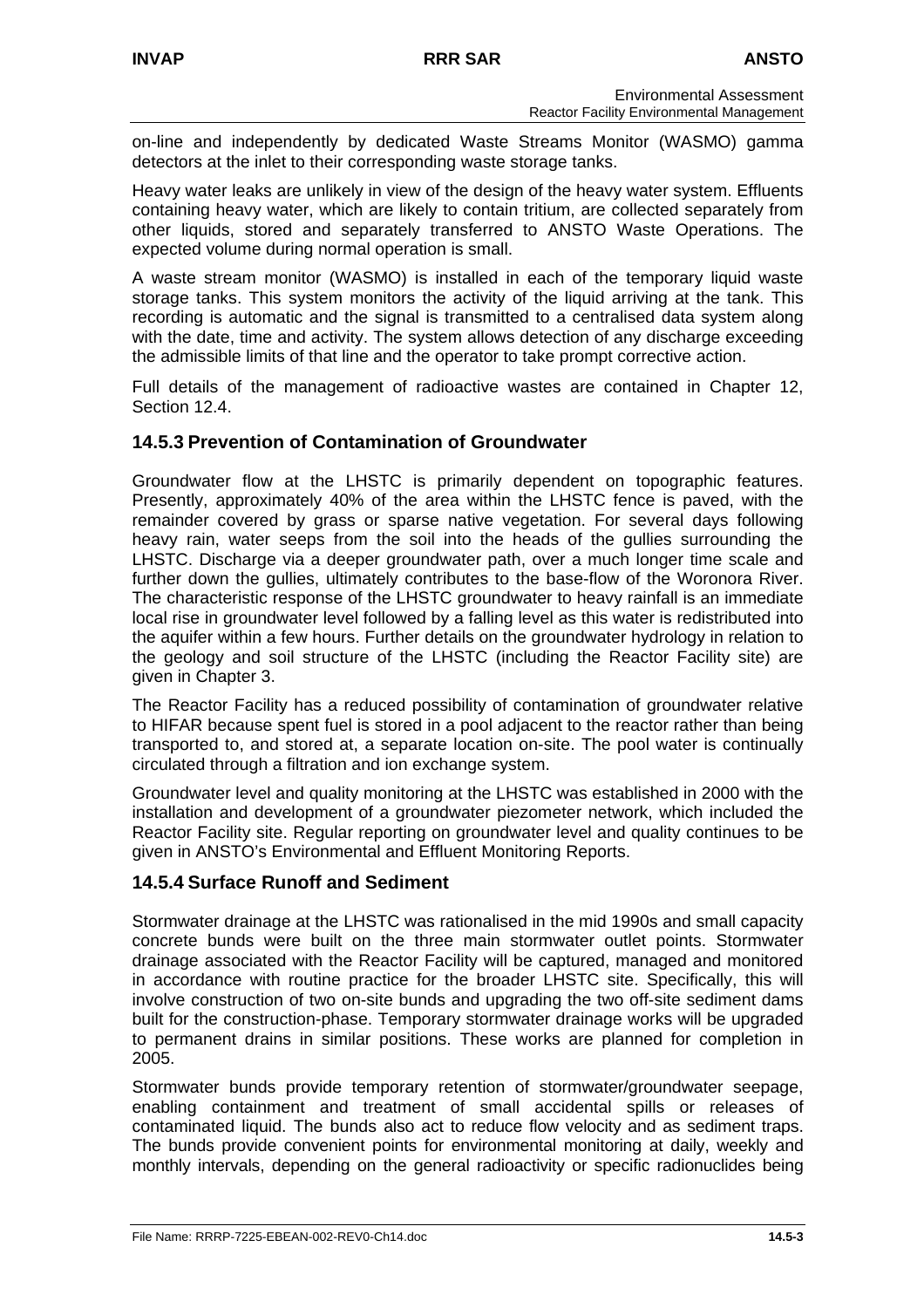on-line and independently by dedicated Waste Streams Monitor (WASMO) gamma detectors at the inlet to their corresponding waste storage tanks.

Heavy water leaks are unlikely in view of the design of the heavy water system. Effluents containing heavy water, which are likely to contain tritium, are collected separately from other liquids, stored and separately transferred to ANSTO Waste Operations. The expected volume during normal operation is small.

A waste stream monitor (WASMO) is installed in each of the temporary liquid waste storage tanks. This system monitors the activity of the liquid arriving at the tank. This recording is automatic and the signal is transmitted to a centralised data system along with the date, time and activity. The system allows detection of any discharge exceeding the admissible limits of that line and the operator to take prompt corrective action.

Full details of the management of radioactive wastes are contained in Chapter 12, Section 12.4.

## 14.5.3 Prevention of Contamination of Groundwater

Groundwater flow at the LHSTC is primarily dependent on topographic features. Presently, approximately 40% of the area within the LHSTC fence is paved, with the remainder covered by grass or sparse native vegetation. For several days following heavy rain, water seeps from the soil into the heads of the gullies surrounding the LHSTC. Discharge via a deeper groundwater path, over a much longer time scale and further down the gullies, ultimately contributes to the base-flow of the Woronora River. The characteristic response of the LHSTC groundwater to heavy rainfall is an immediate local rise in groundwater level followed by a falling level as this water is redistributed into the aquifer within a few hours. Further details on the groundwater hydrology in relation to the geology and soil structure of the LHSTC (including the Reactor Facility site) are given in Chapter 3.

The Reactor Facility has a reduced possibility of contamination of groundwater relative to HIFAR because spent fuel is stored in a pool adjacent to the reactor rather than being transported to, and stored at, a separate location on-site. The pool water is continually circulated through a filtration and ion exchange system.

Groundwater level and quality monitoring at the LHSTC was established in 2000 with the installation and development of a groundwater piezometer network, which included the Reactor Facility site. Regular reporting on groundwater level and quality continues to be given in ANSTO's Environmental and Effluent Monitoring Reports.

## 14.5.4 Surface Runoff and Sediment

Stormwater drainage at the LHSTC was rationalised in the mid 1990s and small capacity concrete bunds were built on the three main stormwater outlet points. Stormwater drainage associated with the Reactor Facility will be captured, managed and monitored in accordance with routine practice for the broader LHSTC site. Specifically, this will involve construction of two on-site bunds and upgrading the two off-site sediment dams built for the construction-phase. Temporary stormwater drainage works will be upgraded to permanent drains in similar positions. These works are planned for completion in 2005.

Stormwater bunds provide temporary retention of stormwater/groundwater seepage, enabling containment and treatment of small accidental spills or releases of contaminated liquid. The bunds also act to reduce flow velocity and as sediment traps. The bunds provide convenient points for environmental monitoring at daily, weekly and monthly intervals, depending on the general radioactivity or specific radionuclides being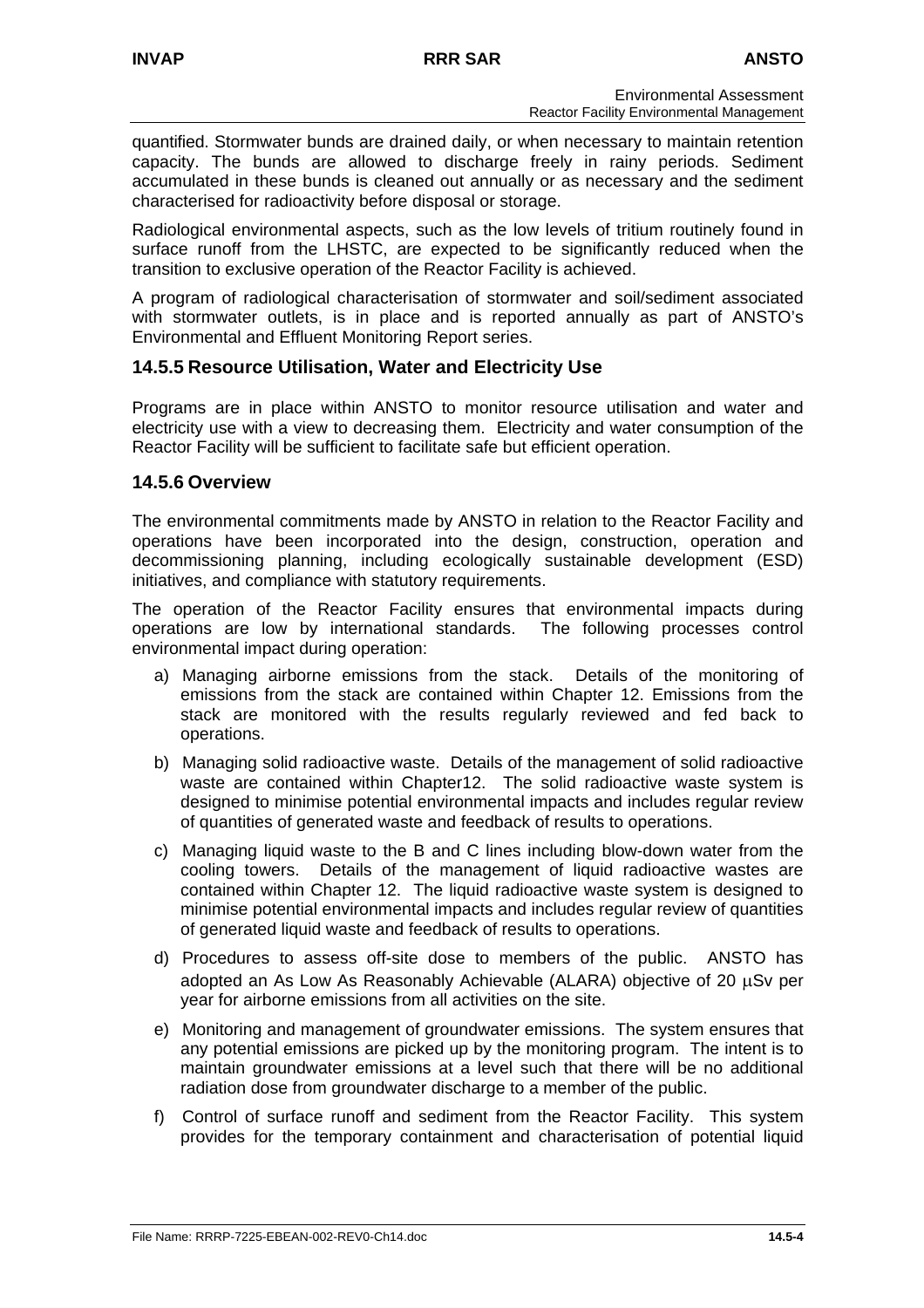quantified. Stormwater bunds are drained daily, or when necessary to maintain retention capacity. The bunds are allowed to discharge freely in rainy periods. Sediment accumulated in these bunds is cleaned out annually or as necessary and the sediment characterised for radioactivity before disposal or storage.

Radiological environmental aspects, such as the low levels of tritium routinely found in surface runoff from the LHSTC, are expected to be significantly reduced when the transition to exclusive operation of the Reactor Facility is achieved.

A program of radiological characterisation of stormwater and soil/sediment associated with stormwater outlets, is in place and is reported annually as part of ANSTO's Environmental and Effluent Monitoring Report series.

### 14.5.5 Resource Utilisation, Water and Electricity Use

Programs are in place within ANSTO to monitor resource utilisation and water and electricity use with a view to decreasing them. Electricity and water consumption of the Reactor Facility will be sufficient to facilitate safe but efficient operation.

### 14.5.6 Overview

The environmental commitments made by ANSTO in relation to the Reactor Facility and operations have been incorporated into the design, construction, operation and decommissioning planning, including ecologically sustainable development (ESD) initiatives, and compliance with statutory requirements.

The operation of the Reactor Facility ensures that environmental impacts during operations are low by international standards. The following processes control environmental impact during operation:

a) Managing airborne emissions from the stack. Details of the monitoring of emissions from the stack are contained within Chapter 12. Emissions from the stack are monitored with the results regularly reviewed and fed back to operations.

b) Managing solid radioactive waste. Details of the management of solid radioactive waste are contained within Chapter12. The solid radioactive waste system is designed to minimise potential environmental impacts and includes regular review of quantities of generated waste and feedback of results to operations.

c) Managing liquid waste to the B and C lines including blow-down water from the cooling towers. Details of the management of liquid radioactive wastes are contained within Chapter 12. The liquid radioactive waste system is designed to minimise potential environmental impacts and includes regular review of quantities of generated liquid waste and feedback of results to operations.

d) Procedures to assess off-site dose to members of the public. ANSTO has adopted an As Low As Reasonably Achievable (ALARA) objective of 20 μSv per year for airborne emissions from all activities on the site.

e) Monitoring and management of groundwater emissions. The system ensures that any potential emissions are picked up by the monitoring program. The intent is to maintain groundwater emissions at a level such that there will be no additional radiation dose from groundwater discharge to a member of the public.

f) Control of surface runoff and sediment from the Reactor Facility. This system provides for the temporary containment and characterisation of potential liquid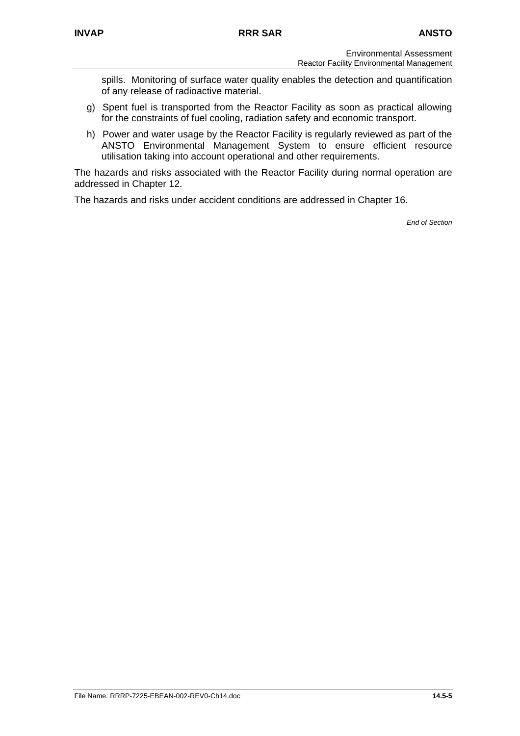spills. Monitoring of surface water quality enables the detection and quantification of any release of radioactive material.

g) Spent fuel is transported from the Reactor Facility as soon as practical allowing for the constraints of fuel cooling, radiation safety and economic transport.

h) Power and water usage by the Reactor Facility is regularly reviewed as part of the ANSTO Environmental Management System to ensure efficient resource utilisation taking into account operational and other requirements.

The hazards and risks associated with the Reactor Facility during normal operation are addressed in Chapter 12.

The hazards and risks under accident conditions are addressed in Chapter 16.

*End of Section*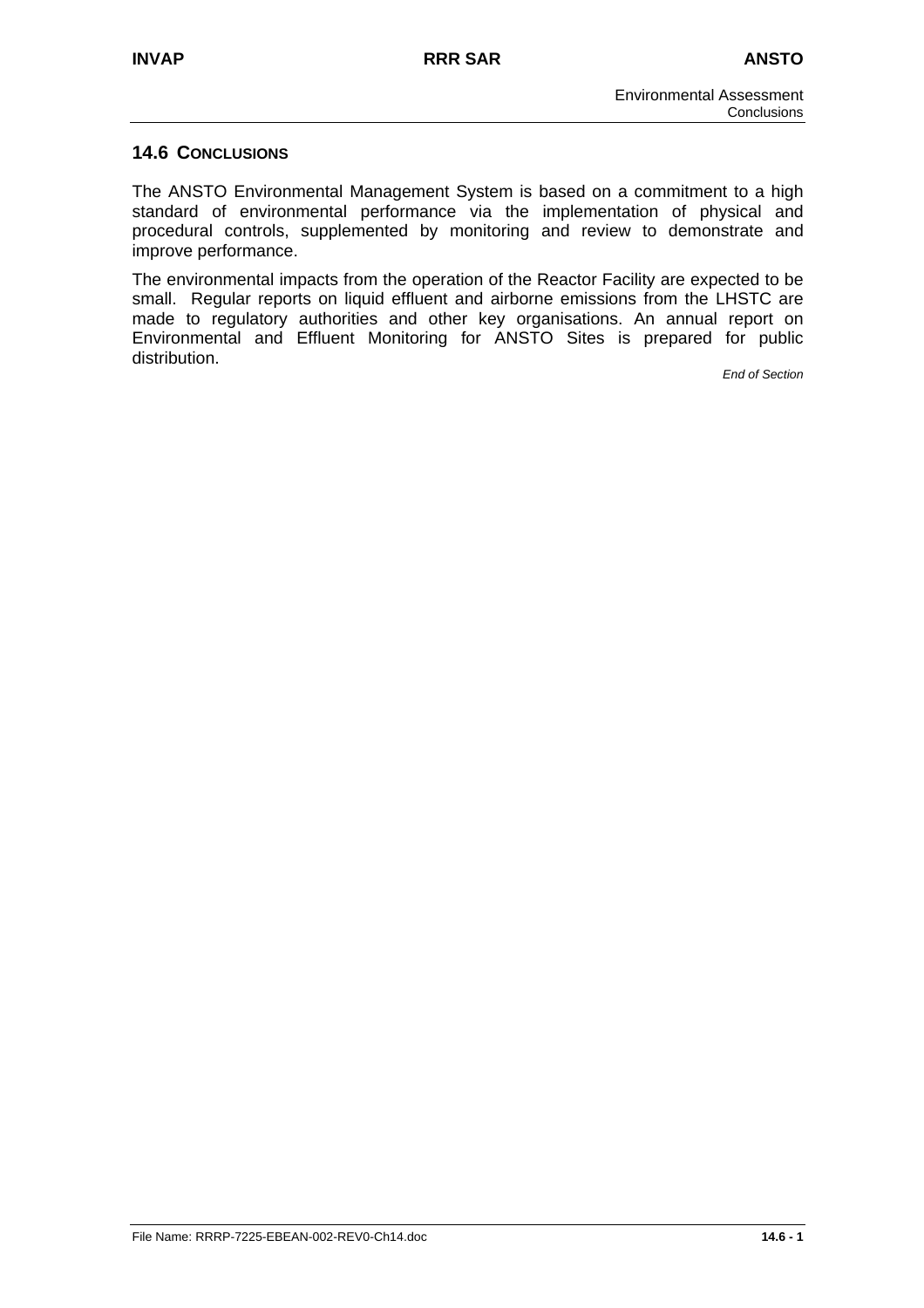## 14.6 CONCLUSIONS

The ANSTO Environmental Management System is based on a commitment to a high standard of environmental performance via the implementation of physical and procedural controls, supplemented by monitoring and review to demonstrate and improve performance.

The environmental impacts from the operation of the Reactor Facility are expected to be small. Regular reports on liquid effluent and airborne emissions from the LHSTC are made to regulatory authorities and other key organisations. An annual report on Environmental and Effluent Monitoring for ANSTO Sites is prepared for public distribution.

*End of Section*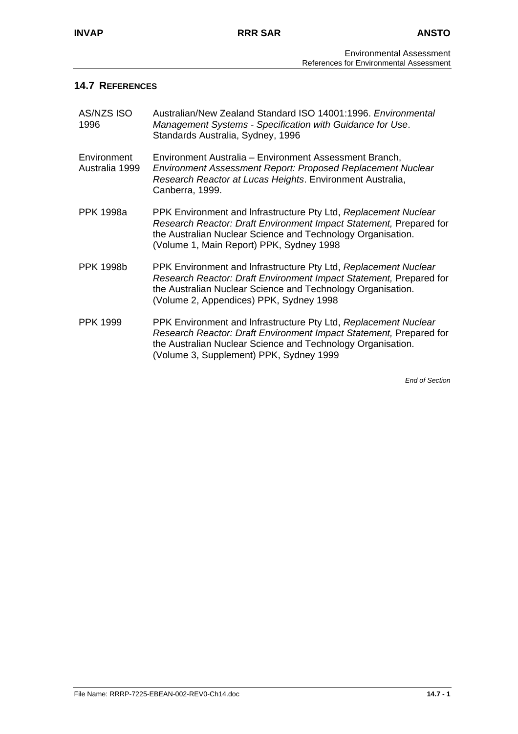## 14.7 REFERENCES

| | |
|---|---|
| AS/NZS ISO 1996 | Australian/New Zealand Standard ISO 14001:1996. *Environmental Management Systems - Specification with Guidance for Use*. Standards Australia, Sydney, 1996 |
| Environment Australia 1999 | Environment Australia – Environment Assessment Branch, *Environment Assessment Report: Proposed Replacement Nuclear Research Reactor at Lucas Heights*. Environment Australia, Canberra, 1999. |
| PPK 1998a | PPK Environment and Infrastructure Pty Ltd, *Replacement Nuclear Research Reactor: Draft Environment Impact Statement,* Prepared for the Australian Nuclear Science and Technology Organisation. (Volume 1, Main Report) PPK, Sydney 1998 |
| PPK 1998b | PPK Environment and Infrastructure Pty Ltd, *Replacement Nuclear Research Reactor: Draft Environment Impact Statement,* Prepared for the Australian Nuclear Science and Technology Organisation. (Volume 2, Appendices) PPK, Sydney 1998 |
| PPK 1999 | PPK Environment and Infrastructure Pty Ltd, *Replacement Nuclear Research Reactor: Draft Environment Impact Statement,* Prepared for the Australian Nuclear Science and Technology Organisation. (Volume 3, Supplement) PPK, Sydney 1999 |

*End of Section*